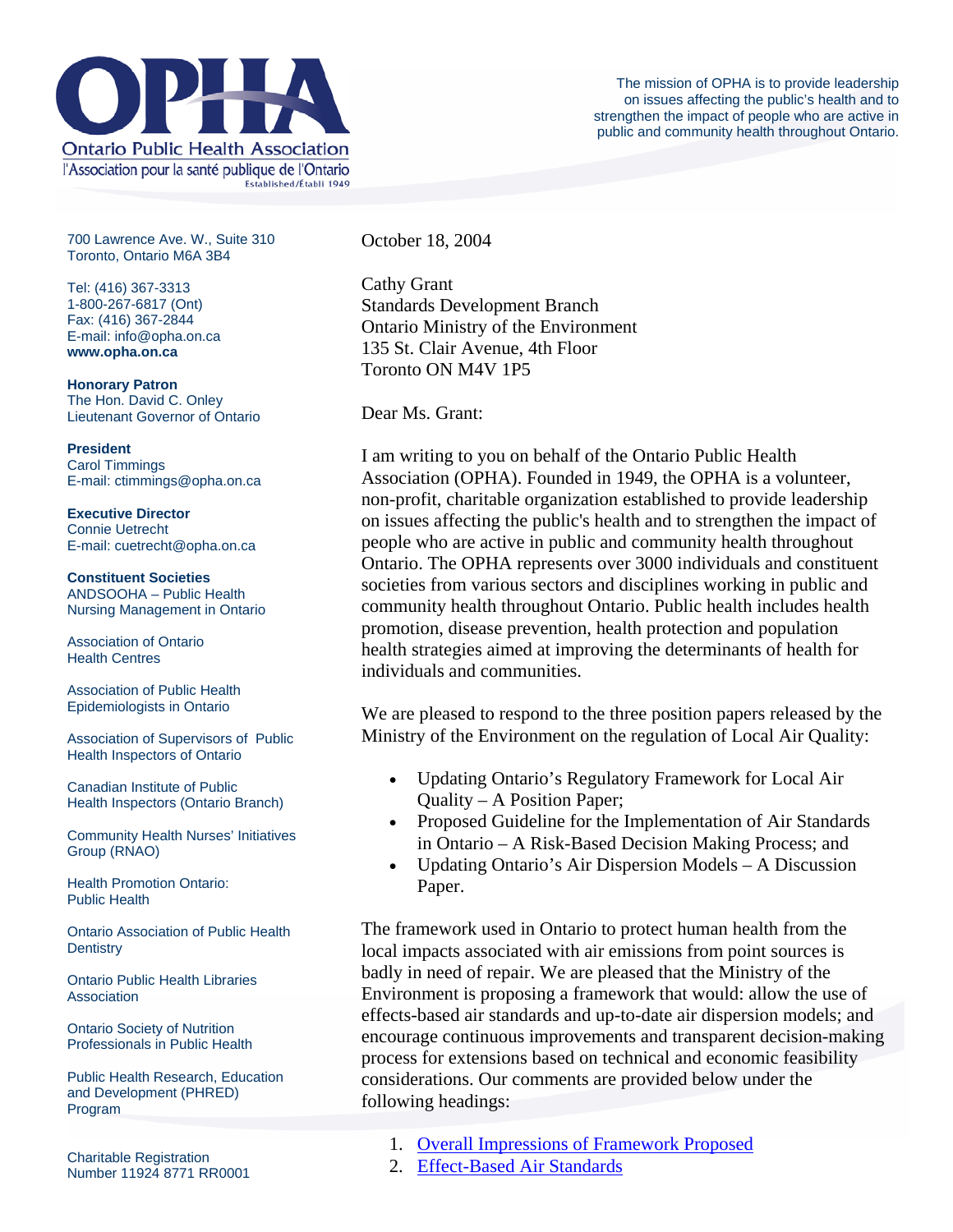# OPHA

Ontario Public Health Association

l'Association pour la santé publique de l'Ontario

Established/Établi 1949

The mission of OPHA is to provide leadership on issues affecting the public's health and to strengthen the impact of people who are active in public and community health throughout Ontario.

700 Lawrence Ave. W., Suite 310
Toronto, Ontario M6A 3B4

Tel: (416) 367-3313
1-800-267-6817 (Ont)
Fax: (416) 367-2844
E-mail: info@opha.on.ca
**www.opha.on.ca**

**Honorary Patron**
The Hon. David C. Onley
Lieutenant Governor of Ontario

**President**
Carol Timmings
E-mail: ctimmings@opha.on.ca

**Executive Director**
Connie Uetrecht
E-mail: cuetrecht@opha.on.ca

**Constituent Societies**

ANDSOOHA – Public Health Nursing Management in Ontario

Association of Ontario Health Centres

Association of Public Health Epidemiologists in Ontario

Association of Supervisors of Public Health Inspectors of Ontario

Canadian Institute of Public Health Inspectors (Ontario Branch)

Community Health Nurses' Initiatives Group (RNAO)

Health Promotion Ontario: Public Health

Ontario Association of Public Health Dentistry

Ontario Public Health Libraries Association

Ontario Society of Nutrition Professionals in Public Health

Public Health Research, Education and Development (PHRED) Program

Charitable Registration Number 11924 8771 RR0001

October 18, 2004

Cathy Grant
Standards Development Branch
Ontario Ministry of the Environment
135 St. Clair Avenue, 4th Floor
Toronto ON M4V 1P5

Dear Ms. Grant:

I am writing to you on behalf of the Ontario Public Health Association (OPHA). Founded in 1949, the OPHA is a volunteer, non-profit, charitable organization established to provide leadership on issues affecting the public's health and to strengthen the impact of people who are active in public and community health throughout Ontario. The OPHA represents over 3000 individuals and constituent societies from various sectors and disciplines working in public and community health throughout Ontario. Public health includes health promotion, disease prevention, health protection and population health strategies aimed at improving the determinants of health for individuals and communities.

We are pleased to respond to the three position papers released by the Ministry of the Environment on the regulation of Local Air Quality:

- Updating Ontario's Regulatory Framework for Local Air Quality – A Position Paper;
- Proposed Guideline for the Implementation of Air Standards in Ontario – A Risk-Based Decision Making Process; and
- Updating Ontario's Air Dispersion Models – A Discussion Paper.

The framework used in Ontario to protect human health from the local impacts associated with air emissions from point sources is badly in need of repair. We are pleased that the Ministry of the Environment is proposing a framework that would: allow the use of effects-based air standards and up-to-date air dispersion models; and encourage continuous improvements and transparent decision-making process for extensions based on technical and economic feasibility considerations. Our comments are provided below under the following headings:

1. Overall Impressions of Framework Proposed
2. Effect-Based Air Standards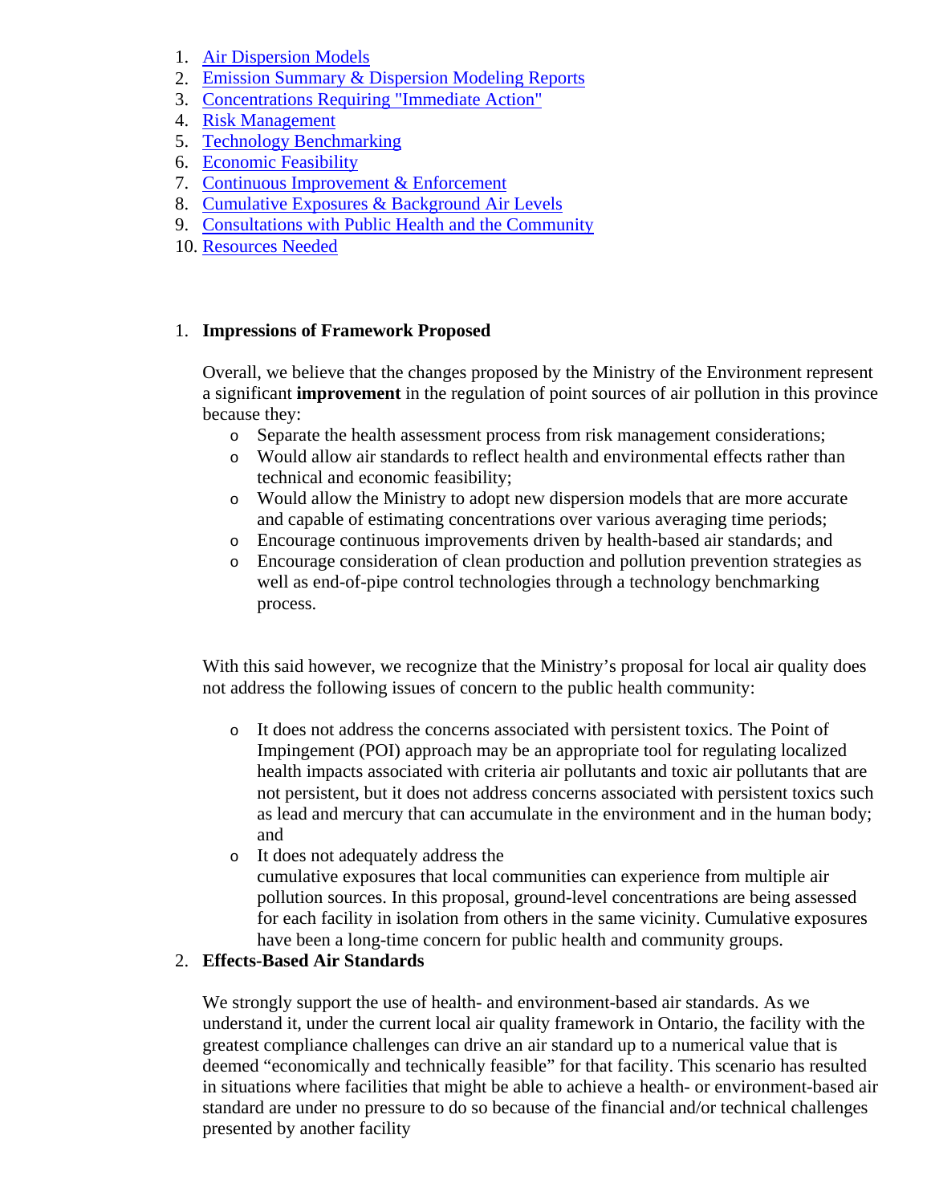1. Air Dispersion Models
2. Emission Summary & Dispersion Modeling Reports
3. Concentrations Requiring "Immediate Action"
4. Risk Management
5. Technology Benchmarking
6. Economic Feasibility
7. Continuous Improvement & Enforcement
8. Cumulative Exposures & Background Air Levels
9. Consultations with Public Health and the Community
10. Resources Needed

1. **Impressions of Framework Proposed**

   Overall, we believe that the changes proposed by the Ministry of the Environment represent a significant **improvement** in the regulation of point sources of air pollution in this province because they:

   - Separate the health assessment process from risk management considerations;
   - Would allow air standards to reflect health and environmental effects rather than technical and economic feasibility;
   - Would allow the Ministry to adopt new dispersion models that are more accurate and capable of estimating concentrations over various averaging time periods;
   - Encourage continuous improvements driven by health-based air standards; and
   - Encourage consideration of clean production and pollution prevention strategies as well as end-of-pipe control technologies through a technology benchmarking process.

   With this said however, we recognize that the Ministry's proposal for local air quality does not address the following issues of concern to the public health community:

   - It does not address the concerns associated with persistent toxics. The Point of Impingement (POI) approach may be an appropriate tool for regulating localized health impacts associated with criteria air pollutants and toxic air pollutants that are not persistent, but it does not address concerns associated with persistent toxics such as lead and mercury that can accumulate in the environment and in the human body; and
   - It does not adequately address the cumulative exposures that local communities can experience from multiple air pollution sources. In this proposal, ground-level concentrations are being assessed for each facility in isolation from others in the same vicinity. Cumulative exposures have been a long-time concern for public health and community groups.

2. **Effects-Based Air Standards**

   We strongly support the use of health- and environment-based air standards. As we understand it, under the current local air quality framework in Ontario, the facility with the greatest compliance challenges can drive an air standard up to a numerical value that is deemed "economically and technically feasible" for that facility. This scenario has resulted in situations where facilities that might be able to achieve a health- or environment-based air standard are under no pressure to do so because of the financial and/or technical challenges presented by another facility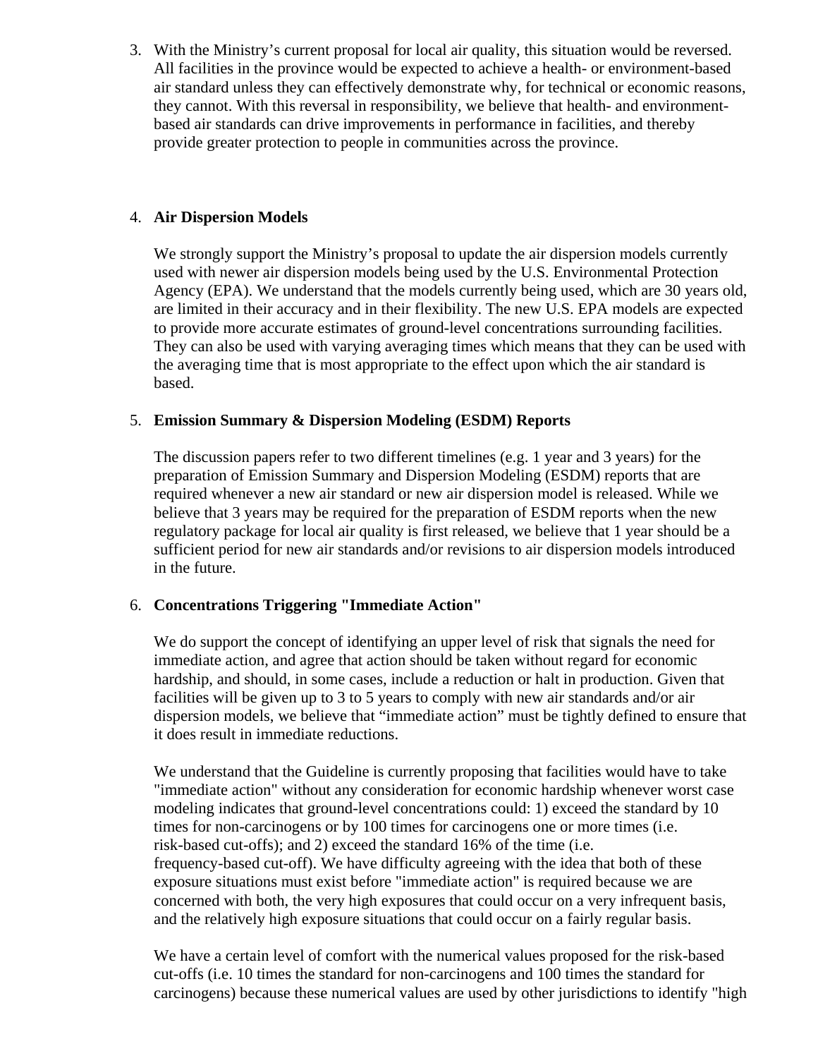3. With the Ministry's current proposal for local air quality, this situation would be reversed. All facilities in the province would be expected to achieve a health- or environment-based air standard unless they can effectively demonstrate why, for technical or economic reasons, they cannot. With this reversal in responsibility, we believe that health- and environment-based air standards can drive improvements in performance in facilities, and thereby provide greater protection to people in communities across the province.

4. **Air Dispersion Models**

   We strongly support the Ministry's proposal to update the air dispersion models currently used with newer air dispersion models being used by the U.S. Environmental Protection Agency (EPA). We understand that the models currently being used, which are 30 years old, are limited in their accuracy and in their flexibility. The new U.S. EPA models are expected to provide more accurate estimates of ground-level concentrations surrounding facilities. They can also be used with varying averaging times which means that they can be used with the averaging time that is most appropriate to the effect upon which the air standard is based.

5. **Emission Summary & Dispersion Modeling (ESDM) Reports**

   The discussion papers refer to two different timelines (e.g. 1 year and 3 years) for the preparation of Emission Summary and Dispersion Modeling (ESDM) reports that are required whenever a new air standard or new air dispersion model is released. While we believe that 3 years may be required for the preparation of ESDM reports when the new regulatory package for local air quality is first released, we believe that 1 year should be a sufficient period for new air standards and/or revisions to air dispersion models introduced in the future.

6. **Concentrations Triggering "Immediate Action"**

   We do support the concept of identifying an upper level of risk that signals the need for immediate action, and agree that action should be taken without regard for economic hardship, and should, in some cases, include a reduction or halt in production. Given that facilities will be given up to 3 to 5 years to comply with new air standards and/or air dispersion models, we believe that "immediate action" must be tightly defined to ensure that it does result in immediate reductions.

   We understand that the Guideline is currently proposing that facilities would have to take "immediate action" without any consideration for economic hardship whenever worst case modeling indicates that ground-level concentrations could: 1) exceed the standard by 10 times for non-carcinogens or by 100 times for carcinogens one or more times (i.e. risk-based cut-offs); and 2) exceed the standard 16% of the time (i.e. frequency-based cut-off). We have difficulty agreeing with the idea that both of these exposure situations must exist before "immediate action" is required because we are concerned with both, the very high exposures that could occur on a very infrequent basis, and the relatively high exposure situations that could occur on a fairly regular basis.

   We have a certain level of comfort with the numerical values proposed for the risk-based cut-offs (i.e. 10 times the standard for non-carcinogens and 100 times the standard for carcinogens) because these numerical values are used by other jurisdictions to identify "high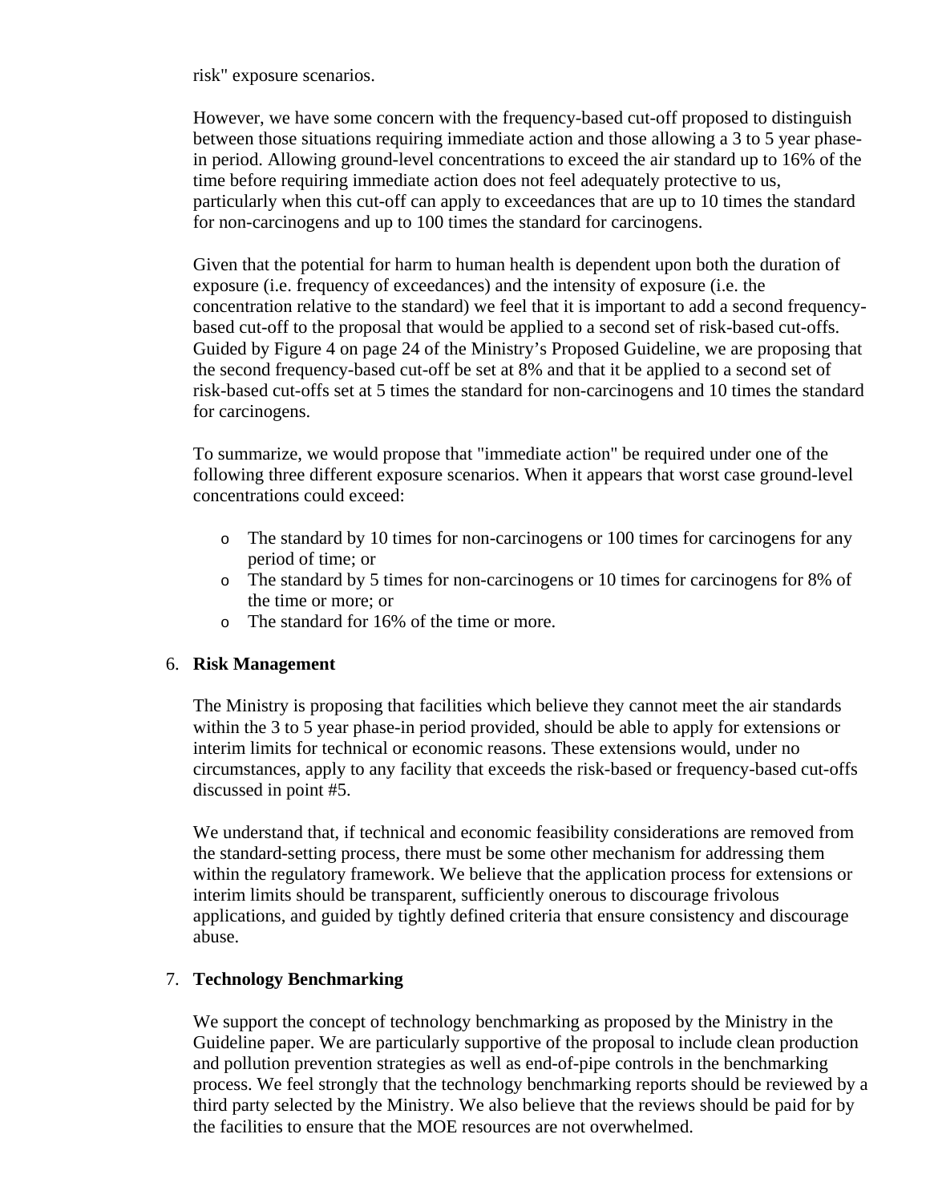risk" exposure scenarios.

However, we have some concern with the frequency-based cut-off proposed to distinguish between those situations requiring immediate action and those allowing a 3 to 5 year phase-in period. Allowing ground-level concentrations to exceed the air standard up to 16% of the time before requiring immediate action does not feel adequately protective to us, particularly when this cut-off can apply to exceedances that are up to 10 times the standard for non-carcinogens and up to 100 times the standard for carcinogens.

Given that the potential for harm to human health is dependent upon both the duration of exposure (i.e. frequency of exceedances) and the intensity of exposure (i.e. the concentration relative to the standard) we feel that it is important to add a second frequency-based cut-off to the proposal that would be applied to a second set of risk-based cut-offs. Guided by Figure 4 on page 24 of the Ministry's Proposed Guideline, we are proposing that the second frequency-based cut-off be set at 8% and that it be applied to a second set of risk-based cut-offs set at 5 times the standard for non-carcinogens and 10 times the standard for carcinogens.

To summarize, we would propose that "immediate action" be required under one of the following three different exposure scenarios. When it appears that worst case ground-level concentrations could exceed:

- The standard by 10 times for non-carcinogens or 100 times for carcinogens for any period of time; or
- The standard by 5 times for non-carcinogens or 10 times for carcinogens for 8% of the time or more; or
- The standard for 16% of the time or more.

6. **Risk Management**

   The Ministry is proposing that facilities which believe they cannot meet the air standards within the 3 to 5 year phase-in period provided, should be able to apply for extensions or interim limits for technical or economic reasons. These extensions would, under no circumstances, apply to any facility that exceeds the risk-based or frequency-based cut-offs discussed in point #5.

   We understand that, if technical and economic feasibility considerations are removed from the standard-setting process, there must be some other mechanism for addressing them within the regulatory framework. We believe that the application process for extensions or interim limits should be transparent, sufficiently onerous to discourage frivolous applications, and guided by tightly defined criteria that ensure consistency and discourage abuse.

7. **Technology Benchmarking**

   We support the concept of technology benchmarking as proposed by the Ministry in the Guideline paper. We are particularly supportive of the proposal to include clean production and pollution prevention strategies as well as end-of-pipe controls in the benchmarking process. We feel strongly that the technology benchmarking reports should be reviewed by a third party selected by the Ministry. We also believe that the reviews should be paid for by the facilities to ensure that the MOE resources are not overwhelmed.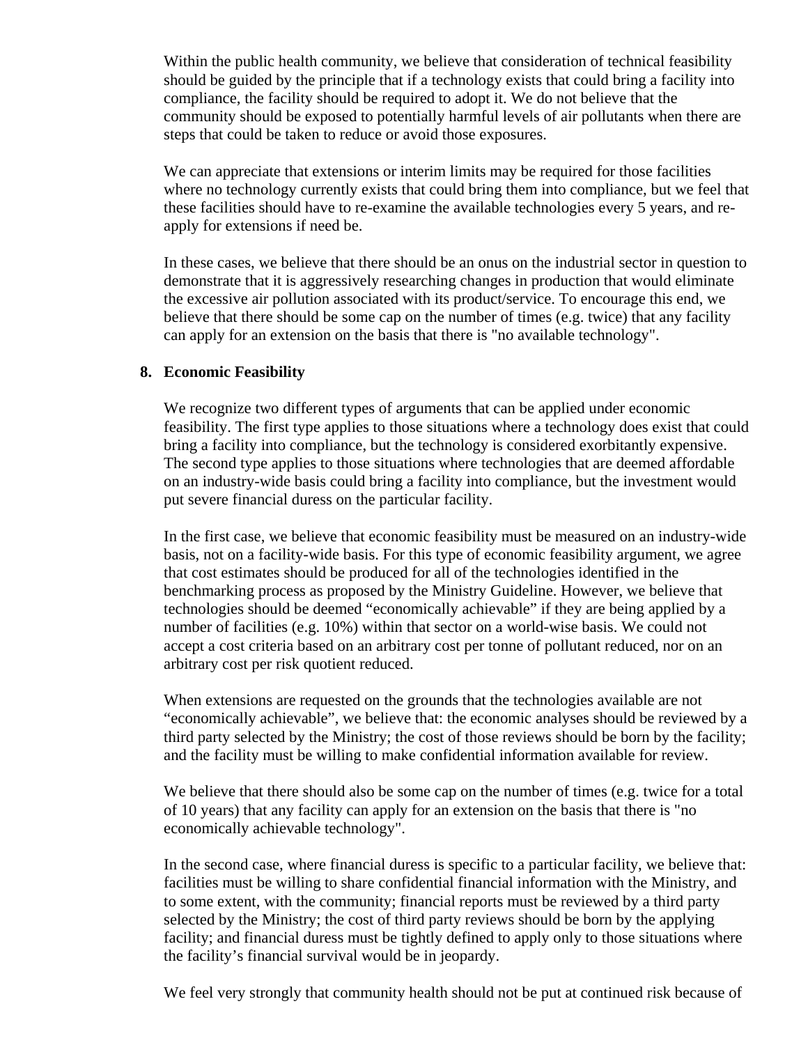Within the public health community, we believe that consideration of technical feasibility should be guided by the principle that if a technology exists that could bring a facility into compliance, the facility should be required to adopt it. We do not believe that the community should be exposed to potentially harmful levels of air pollutants when there are steps that could be taken to reduce or avoid those exposures.

We can appreciate that extensions or interim limits may be required for those facilities where no technology currently exists that could bring them into compliance, but we feel that these facilities should have to re-examine the available technologies every 5 years, and re-apply for extensions if need be.

In these cases, we believe that there should be an onus on the industrial sector in question to demonstrate that it is aggressively researching changes in production that would eliminate the excessive air pollution associated with its product/service. To encourage this end, we believe that there should be some cap on the number of times (e.g. twice) that any facility can apply for an extension on the basis that there is "no available technology".

8. **Economic Feasibility**

We recognize two different types of arguments that can be applied under economic feasibility. The first type applies to those situations where a technology does exist that could bring a facility into compliance, but the technology is considered exorbitantly expensive. The second type applies to those situations where technologies that are deemed affordable on an industry-wide basis could bring a facility into compliance, but the investment would put severe financial duress on the particular facility.

In the first case, we believe that economic feasibility must be measured on an industry-wide basis, not on a facility-wide basis. For this type of economic feasibility argument, we agree that cost estimates should be produced for all of the technologies identified in the benchmarking process as proposed by the Ministry Guideline. However, we believe that technologies should be deemed "economically achievable" if they are being applied by a number of facilities (e.g. 10%) within that sector on a world-wise basis. We could not accept a cost criteria based on an arbitrary cost per tonne of pollutant reduced, nor on an arbitrary cost per risk quotient reduced.

When extensions are requested on the grounds that the technologies available are not "economically achievable", we believe that: the economic analyses should be reviewed by a third party selected by the Ministry; the cost of those reviews should be born by the facility; and the facility must be willing to make confidential information available for review.

We believe that there should also be some cap on the number of times (e.g. twice for a total of 10 years) that any facility can apply for an extension on the basis that there is "no economically achievable technology".

In the second case, where financial duress is specific to a particular facility, we believe that: facilities must be willing to share confidential financial information with the Ministry, and to some extent, with the community; financial reports must be reviewed by a third party selected by the Ministry; the cost of third party reviews should be born by the applying facility; and financial duress must be tightly defined to apply only to those situations where the facility's financial survival would be in jeopardy.

We feel very strongly that community health should not be put at continued risk because of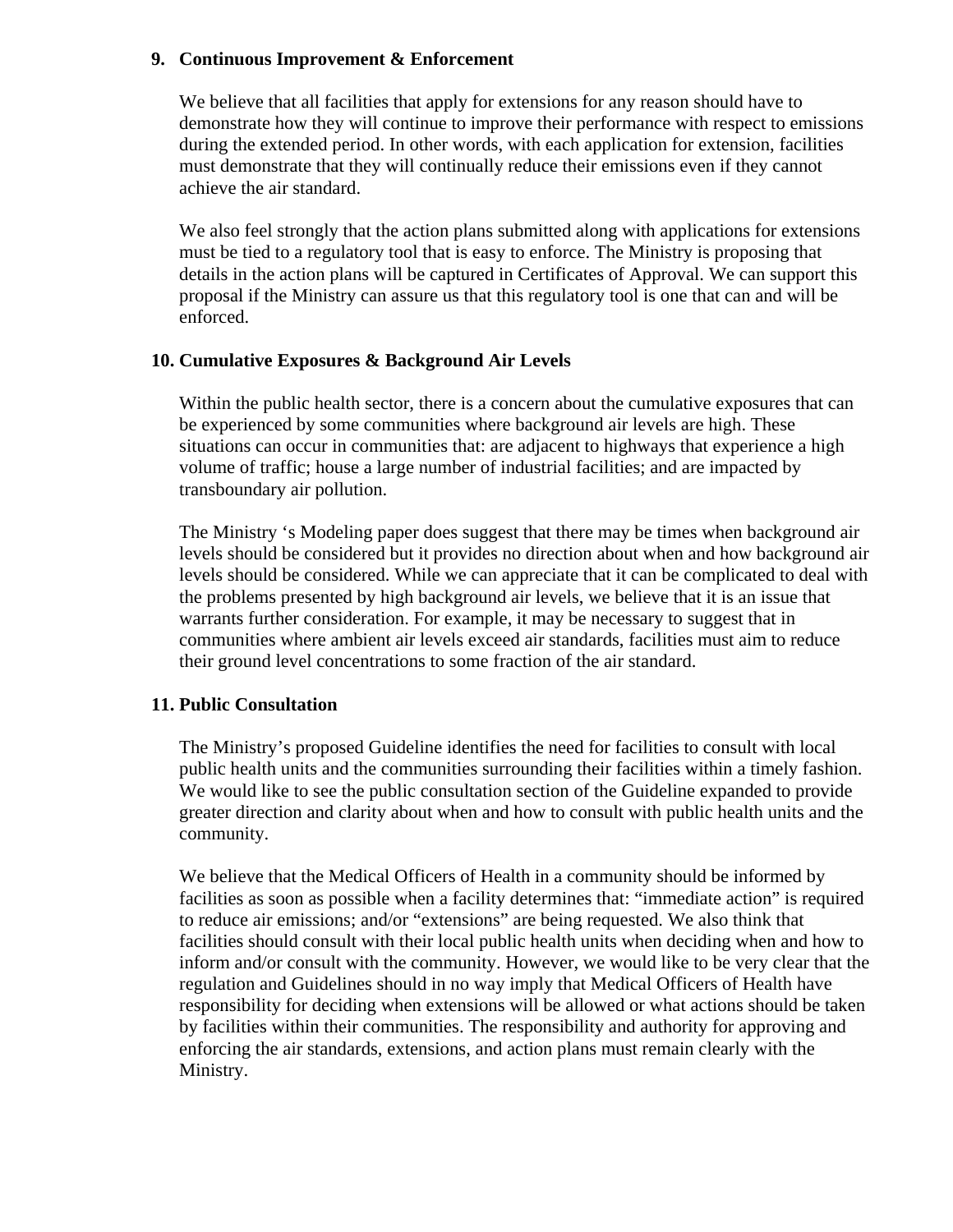## 9. Continuous Improvement & Enforcement

We believe that all facilities that apply for extensions for any reason should have to demonstrate how they will continue to improve their performance with respect to emissions during the extended period. In other words, with each application for extension, facilities must demonstrate that they will continually reduce their emissions even if they cannot achieve the air standard.

We also feel strongly that the action plans submitted along with applications for extensions must be tied to a regulatory tool that is easy to enforce. The Ministry is proposing that details in the action plans will be captured in Certificates of Approval. We can support this proposal if the Ministry can assure us that this regulatory tool is one that can and will be enforced.

## 10. Cumulative Exposures & Background Air Levels

Within the public health sector, there is a concern about the cumulative exposures that can be experienced by some communities where background air levels are high. These situations can occur in communities that: are adjacent to highways that experience a high volume of traffic; house a large number of industrial facilities; and are impacted by transboundary air pollution.

The Ministry 's Modeling paper does suggest that there may be times when background air levels should be considered but it provides no direction about when and how background air levels should be considered. While we can appreciate that it can be complicated to deal with the problems presented by high background air levels, we believe that it is an issue that warrants further consideration. For example, it may be necessary to suggest that in communities where ambient air levels exceed air standards, facilities must aim to reduce their ground level concentrations to some fraction of the air standard.

## 11. Public Consultation

The Ministry's proposed Guideline identifies the need for facilities to consult with local public health units and the communities surrounding their facilities within a timely fashion. We would like to see the public consultation section of the Guideline expanded to provide greater direction and clarity about when and how to consult with public health units and the community.

We believe that the Medical Officers of Health in a community should be informed by facilities as soon as possible when a facility determines that: "immediate action" is required to reduce air emissions; and/or "extensions" are being requested. We also think that facilities should consult with their local public health units when deciding when and how to inform and/or consult with the community. However, we would like to be very clear that the regulation and Guidelines should in no way imply that Medical Officers of Health have responsibility for deciding when extensions will be allowed or what actions should be taken by facilities within their communities. The responsibility and authority for approving and enforcing the air standards, extensions, and action plans must remain clearly with the Ministry.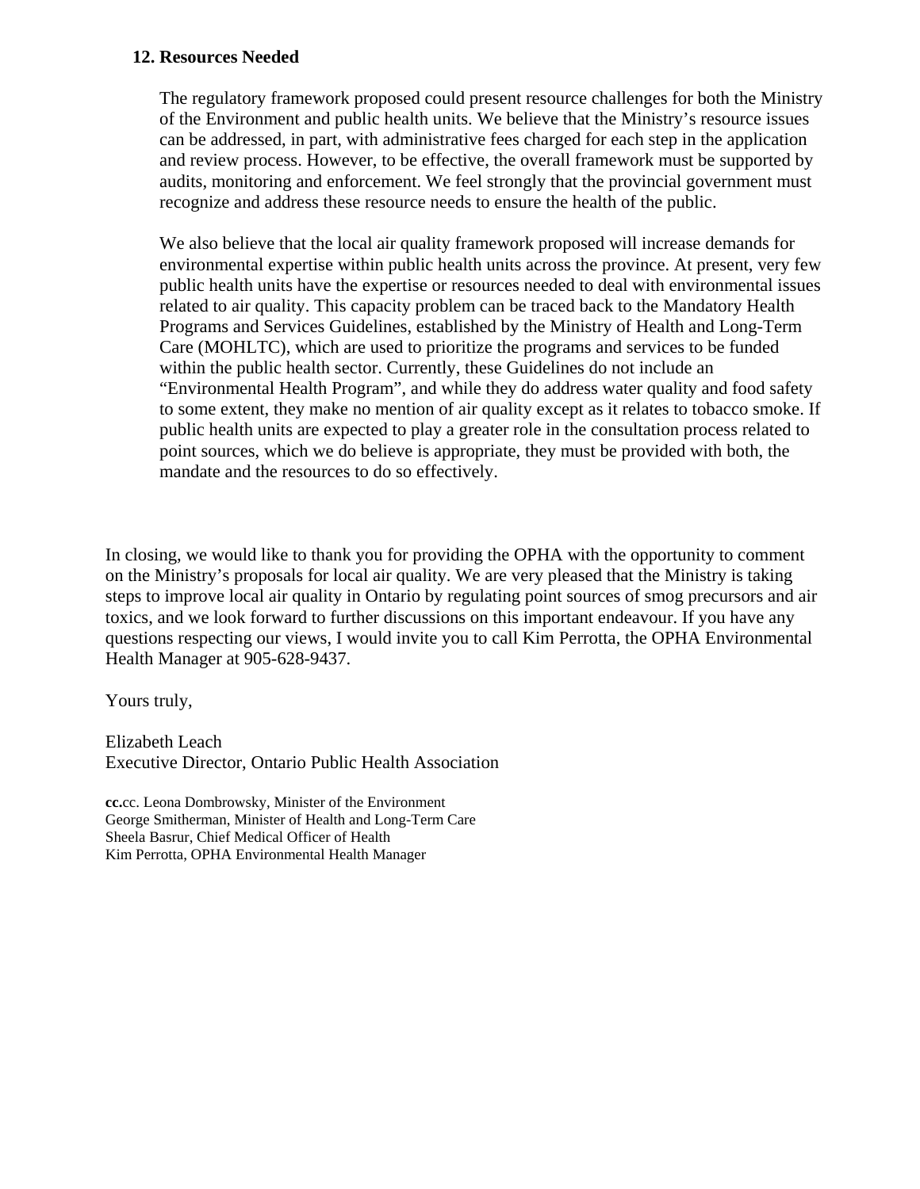**12. Resources Needed**

The regulatory framework proposed could present resource challenges for both the Ministry of the Environment and public health units. We believe that the Ministry's resource issues can be addressed, in part, with administrative fees charged for each step in the application and review process. However, to be effective, the overall framework must be supported by audits, monitoring and enforcement. We feel strongly that the provincial government must recognize and address these resource needs to ensure the health of the public.

We also believe that the local air quality framework proposed will increase demands for environmental expertise within public health units across the province. At present, very few public health units have the expertise or resources needed to deal with environmental issues related to air quality. This capacity problem can be traced back to the Mandatory Health Programs and Services Guidelines, established by the Ministry of Health and Long-Term Care (MOHLTC), which are used to prioritize the programs and services to be funded within the public health sector. Currently, these Guidelines do not include an "Environmental Health Program", and while they do address water quality and food safety to some extent, they make no mention of air quality except as it relates to tobacco smoke. If public health units are expected to play a greater role in the consultation process related to point sources, which we do believe is appropriate, they must be provided with both, the mandate and the resources to do so effectively.

In closing, we would like to thank you for providing the OPHA with the opportunity to comment on the Ministry's proposals for local air quality. We are very pleased that the Ministry is taking steps to improve local air quality in Ontario by regulating point sources of smog precursors and air toxics, and we look forward to further discussions on this important endeavour. If you have any questions respecting our views, I would invite you to call Kim Perrotta, the OPHA Environmental Health Manager at 905-628-9437.

Yours truly,

Elizabeth Leach
Executive Director, Ontario Public Health Association

**cc.**cc. Leona Dombrowsky, Minister of the Environment
George Smitherman, Minister of Health and Long-Term Care
Sheela Basrur, Chief Medical Officer of Health
Kim Perrotta, OPHA Environmental Health Manager